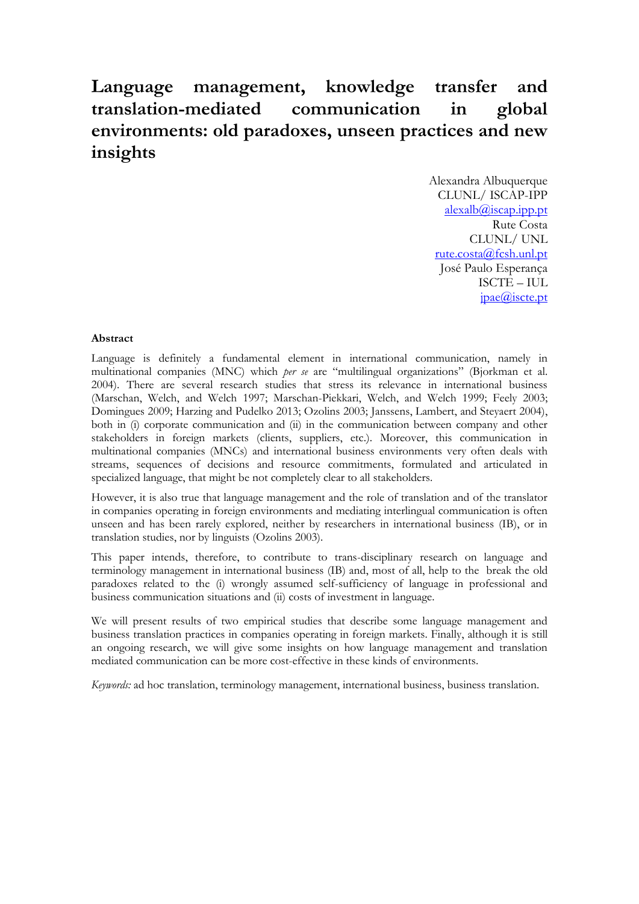# Language management, knowledge transfer and translation-mediated communication in global environments: old paradoxes, unseen practices and new insights

Alexandra Albuquerque
CLUNL/ ISCAP-IPP
alexalb@iscap.ipp.pt
Rute Costa
CLUNL/ UNL
rute.costa@fcsh.unl.pt
José Paulo Esperança
ISCTE – IUL
jpae@iscte.pt

**Abstract**

Language is definitely a fundamental element in international communication, namely in multinational companies (MNC) which *per se* are "multilingual organizations" (Bjorkman et al. 2004). There are several research studies that stress its relevance in international business (Marschan, Welch, and Welch 1997; Marschan-Piekkari, Welch, and Welch 1999; Feely 2003; Domingues 2009; Harzing and Pudelko 2013; Ozolins 2003; Janssens, Lambert, and Steyaert 2004), both in (i) corporate communication and (ii) in the communication between company and other stakeholders in foreign markets (clients, suppliers, etc.). Moreover, this communication in multinational companies (MNCs) and international business environments very often deals with streams, sequences of decisions and resource commitments, formulated and articulated in specialized language, that might be not completely clear to all stakeholders.

However, it is also true that language management and the role of translation and of the translator in companies operating in foreign environments and mediating interlingual communication is often unseen and has been rarely explored, neither by researchers in international business (IB), or in translation studies, nor by linguists (Ozolins 2003).

This paper intends, therefore, to contribute to trans-disciplinary research on language and terminology management in international business (IB) and, most of all, help to the break the old paradoxes related to the (i) wrongly assumed self-sufficiency of language in professional and business communication situations and (ii) costs of investment in language.

We will present results of two empirical studies that describe some language management and business translation practices in companies operating in foreign markets. Finally, although it is still an ongoing research, we will give some insights on how language management and translation mediated communication can be more cost-effective in these kinds of environments.

*Keywords:* ad hoc translation, terminology management, international business, business translation.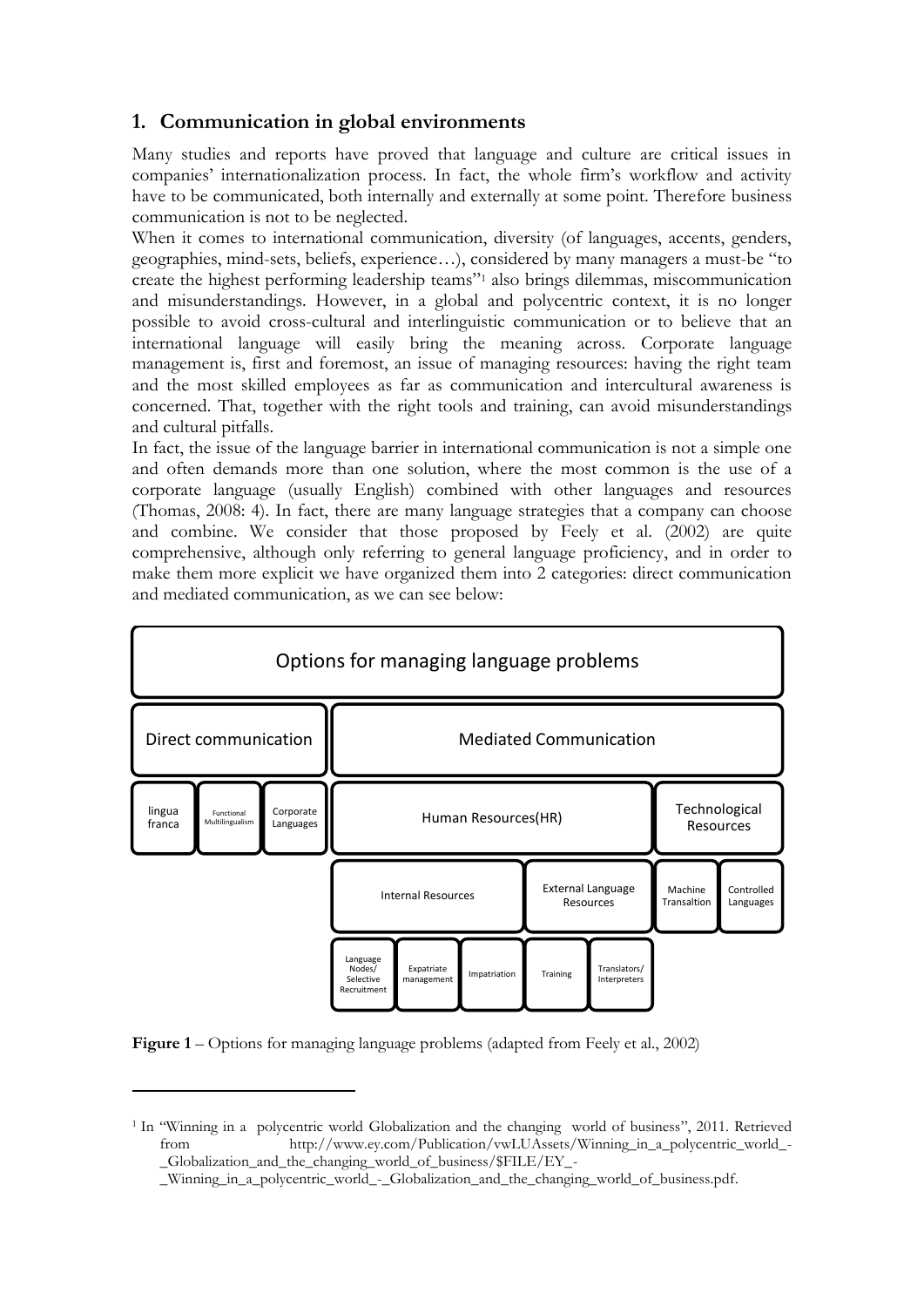## 1. Communication in global environments

Many studies and reports have proved that language and culture are critical issues in companies' internationalization process. In fact, the whole firm's workflow and activity have to be communicated, both internally and externally at some point. Therefore business communication is not to be neglected.

When it comes to international communication, diversity (of languages, accents, genders, geographies, mind-sets, beliefs, experience…), considered by many managers a must-be "to create the highest performing leadership teams"[1] also brings dilemmas, miscommunication and misunderstandings. However, in a global and polycentric context, it is no longer possible to avoid cross-cultural and interlinguistic communication or to believe that an international language will easily bring the meaning across. Corporate language management is, first and foremost, an issue of managing resources: having the right team and the most skilled employees as far as communication and intercultural awareness is concerned. That, together with the right tools and training, can avoid misunderstandings and cultural pitfalls.

In fact, the issue of the language barrier in international communication is not a simple one and often demands more than one solution, where the most common is the use of a corporate language (usually English) combined with other languages and resources (Thomas, 2008: 4). In fact, there are many language strategies that a company can choose and combine. We consider that those proposed by Feely et al. (2002) are quite comprehensive, although only referring to general language proficiency, and in order to make them more explicit we have organized them into 2 categories: direct communication and mediated communication, as we can see below:

- Options for managing language problems
  - Direct communication
    - lingua franca
    - Functional Multilingualism
    - Corporate Languages
  - Mediated Communication
    - Human Resources(HR)
      - Internal Resources
        - Language Nodes/ Selective Recruitment
        - Expatriate management
        - Impatriation
      - External Language Resources
        - Training
        - Translators/ Interpreters
    - Technological Resources
      - Machine Transaltion
      - Controlled Languages

**Figure 1** – Options for managing language problems (adapted from Feely et al., 2002)

---

[1] In "Winning in a polycentric world Globalization and the changing world of business", 2011. Retrieved from http://www.ey.com/Publication/vwLUAssets/Winning_in_a_polycentric_world_-_Globalization_and_the_changing_world_of_business/$FILE/EY_-_Winning_in_a_polycentric_world_-_Globalization_and_the_changing_world_of_business.pdf.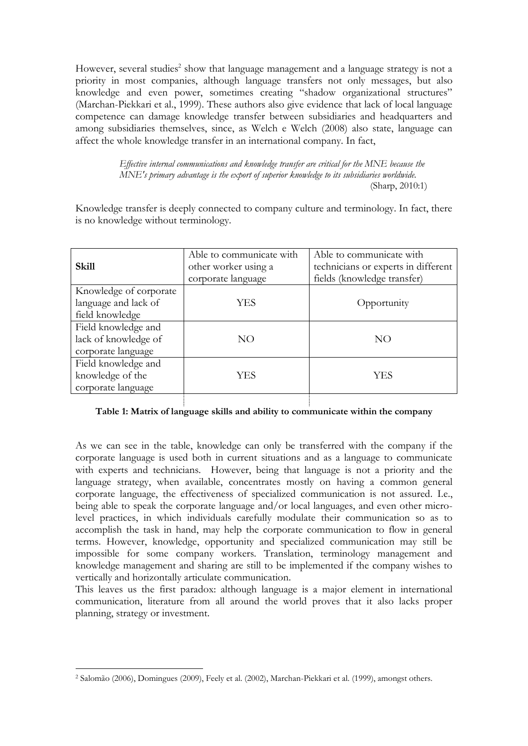However, several studies[2] show that language management and a language strategy is not a priority in most companies, although language transfers not only messages, but also knowledge and even power, sometimes creating "shadow organizational structures" (Marchan-Piekkari et al., 1999). These authors also give evidence that lack of local language competence can damage knowledge transfer between subsidiaries and headquarters and among subsidiaries themselves, since, as Welch e Welch (2008) also state, language can affect the whole knowledge transfer in an international company. In fact,

> *Effective internal communications and knowledge transfer are critical for the MNE because the MNE's primary advantage is the export of superior knowledge to its subsidiaries worldwide.*
> (Sharp, 2010:1)

Knowledge transfer is deeply connected to company culture and terminology. In fact, there is no knowledge without terminology.

| **Skill** | Able to communicate with other worker using a corporate language | Able to communicate with technicians or experts in different fields (knowledge transfer) |
|---|---|---|
| Knowledge of corporate language and lack of field knowledge | YES | Opportunity |
| Field knowledge and lack of knowledge of corporate language | NO | NO |
| Field knowledge and knowledge of the corporate language | YES | YES |

**Table 1: Matrix of language skills and ability to communicate within the company**

As we can see in the table, knowledge can only be transferred with the company if the corporate language is used both in current situations and as a language to communicate with experts and technicians. However, being that language is not a priority and the language strategy, when available, concentrates mostly on having a common general corporate language, the effectiveness of specialized communication is not assured. I.e., being able to speak the corporate language and/or local languages, and even other micro-level practices, in which individuals carefully modulate their communication so as to accomplish the task in hand, may help the corporate communication to flow in general terms. However, knowledge, opportunity and specialized communication may still be impossible for some company workers. Translation, terminology management and knowledge management and sharing are still to be implemented if the company wishes to vertically and horizontally articulate communication.

This leaves us the first paradox: although language is a major element in international communication, literature from all around the world proves that it also lacks proper planning, strategy or investment.

[2] Salomão (2006), Domingues (2009), Feely et al. (2002), Marchan-Piekkari et al. (1999), amongst others.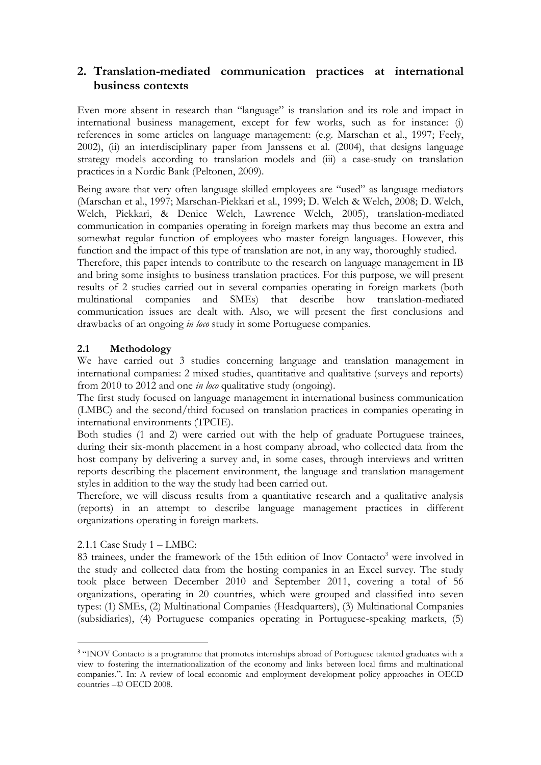## 2. Translation-mediated communication practices at international business contexts

Even more absent in research than "language" is translation and its role and impact in international business management, except for few works, such as for instance: (i) references in some articles on language management: (e.g. Marschan et al., 1997; Feely, 2002), (ii) an interdisciplinary paper from Janssens et al. (2004), that designs language strategy models according to translation models and (iii) a case-study on translation practices in a Nordic Bank (Peltonen, 2009).

Being aware that very often language skilled employees are "used" as language mediators (Marschan et al., 1997; Marschan-Piekkari et al., 1999; D. Welch & Welch, 2008; D. Welch, Welch, Piekkari, & Denice Welch, Lawrence Welch, 2005), translation-mediated communication in companies operating in foreign markets may thus become an extra and somewhat regular function of employees who master foreign languages. However, this function and the impact of this type of translation are not, in any way, thoroughly studied.

Therefore, this paper intends to contribute to the research on language management in IB and bring some insights to business translation practices. For this purpose, we will present results of 2 studies carried out in several companies operating in foreign markets (both multinational companies and SMEs) that describe how translation-mediated communication issues are dealt with. Also, we will present the first conclusions and drawbacks of an ongoing *in loco* study in some Portuguese companies.

### 2.1 Methodology

We have carried out 3 studies concerning language and translation management in international companies: 2 mixed studies, quantitative and qualitative (surveys and reports) from 2010 to 2012 and one *in loco* qualitative study (ongoing).

The first study focused on language management in international business communication (LMBC) and the second/third focused on translation practices in companies operating in international environments (TPCIE).

Both studies (1 and 2) were carried out with the help of graduate Portuguese trainees, during their six-month placement in a host company abroad, who collected data from the host company by delivering a survey and, in some cases, through interviews and written reports describing the placement environment, the language and translation management styles in addition to the way the study had been carried out.

Therefore, we will discuss results from a quantitative research and a qualitative analysis (reports) in an attempt to describe language management practices in different organizations operating in foreign markets.

2.1.1 Case Study 1 – LMBC:

83 trainees, under the framework of the 15th edition of Inov Contacto[3] were involved in the study and collected data from the hosting companies in an Excel survey. The study took place between December 2010 and September 2011, covering a total of 56 organizations, operating in 20 countries, which were grouped and classified into seven types: (1) SMEs, (2) Multinational Companies (Headquarters), (3) Multinational Companies (subsidiaries), (4) Portuguese companies operating in Portuguese-speaking markets, (5)

[3] "INOV Contacto is a programme that promotes internships abroad of Portuguese talented graduates with a view to fostering the internationalization of the economy and links between local firms and multinational companies.". In: A review of local economic and employment development policy approaches in OECD countries –© OECD 2008.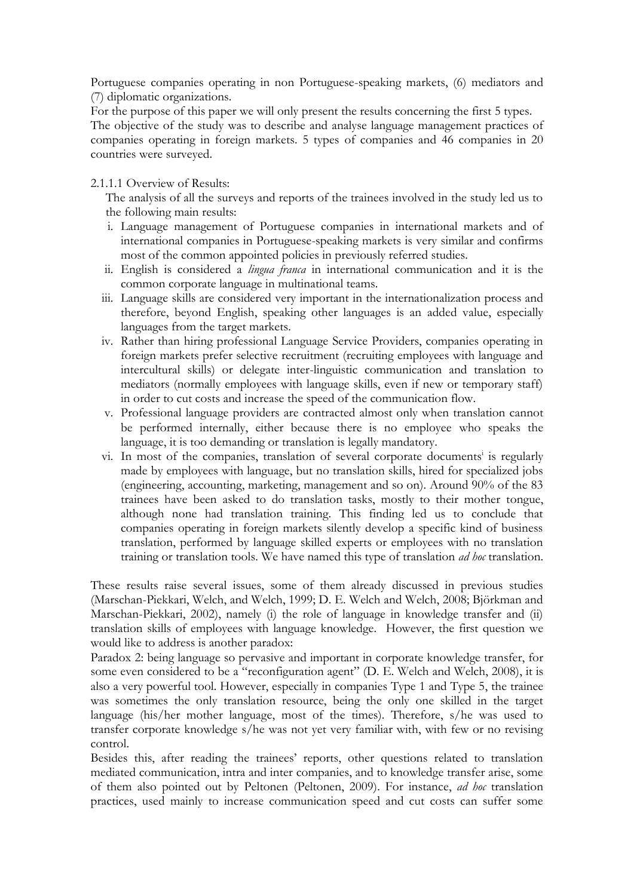Portuguese companies operating in non Portuguese-speaking markets, (6) mediators and (7) diplomatic organizations.

For the purpose of this paper we will only present the results concerning the first 5 types.

The objective of the study was to describe and analyse language management practices of companies operating in foreign markets. 5 types of companies and 46 companies in 20 countries were surveyed.

2.1.1.1 Overview of Results:

The analysis of all the surveys and reports of the trainees involved in the study led us to the following main results:

i. Language management of Portuguese companies in international markets and of international companies in Portuguese-speaking markets is very similar and confirms most of the common appointed policies in previously referred studies.
ii. English is considered a *lingua franca* in international communication and it is the common corporate language in multinational teams.
iii. Language skills are considered very important in the internationalization process and therefore, beyond English, speaking other languages is an added value, especially languages from the target markets.
iv. Rather than hiring professional Language Service Providers, companies operating in foreign markets prefer selective recruitment (recruiting employees with language and intercultural skills) or delegate inter-linguistic communication and translation to mediators (normally employees with language skills, even if new or temporary staff) in order to cut costs and increase the speed of the communication flow.
v. Professional language providers are contracted almost only when translation cannot be performed internally, either because there is no employee who speaks the language, it is too demanding or translation is legally mandatory.
vi. In most of the companies, translation of several corporate documents[i] is regularly made by employees with language, but no translation skills, hired for specialized jobs (engineering, accounting, marketing, management and so on). Around 90% of the 83 trainees have been asked to do translation tasks, mostly to their mother tongue, although none had translation training. This finding led us to conclude that companies operating in foreign markets silently develop a specific kind of business translation, performed by language skilled experts or employees with no translation training or translation tools. We have named this type of translation *ad hoc* translation.

These results raise several issues, some of them already discussed in previous studies (Marschan-Piekkari, Welch, and Welch, 1999; D. E. Welch and Welch, 2008; Björkman and Marschan-Piekkari, 2002), namely (i) the role of language in knowledge transfer and (ii) translation skills of employees with language knowledge. However, the first question we would like to address is another paradox:

Paradox 2: being language so pervasive and important in corporate knowledge transfer, for some even considered to be a "reconfiguration agent" (D. E. Welch and Welch, 2008), it is also a very powerful tool. However, especially in companies Type 1 and Type 5, the trainee was sometimes the only translation resource, being the only one skilled in the target language (his/her mother language, most of the times). Therefore, s/he was used to transfer corporate knowledge s/he was not yet very familiar with, with few or no revising control.

Besides this, after reading the trainees' reports, other questions related to translation mediated communication, intra and inter companies, and to knowledge transfer arise, some of them also pointed out by Peltonen (Peltonen, 2009). For instance, *ad hoc* translation practices, used mainly to increase communication speed and cut costs can suffer some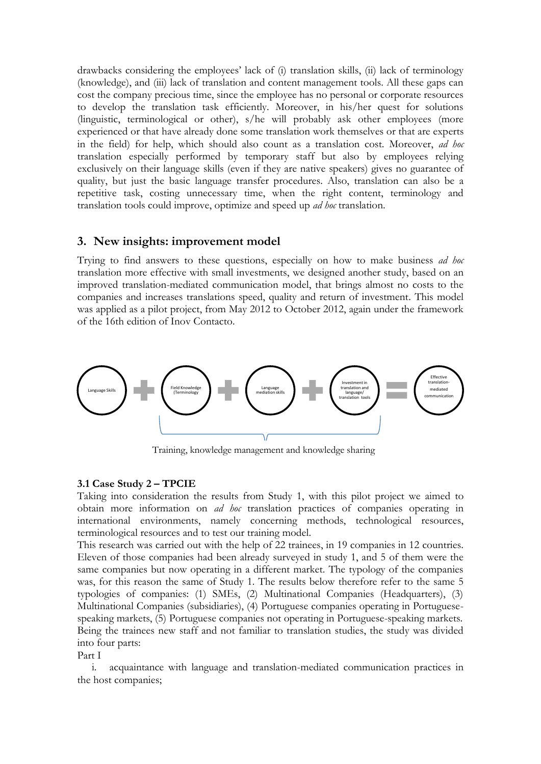drawbacks considering the employees' lack of (i) translation skills, (ii) lack of terminology (knowledge), and (iii) lack of translation and content management tools. All these gaps can cost the company precious time, since the employee has no personal or corporate resources to develop the translation task efficiently. Moreover, in his/her quest for solutions (linguistic, terminological or other), s/he will probably ask other employees (more experienced or that have already done some translation work themselves or that are experts in the field) for help, which should also count as a translation cost. Moreover, *ad hoc* translation especially performed by temporary staff but also by employees relying exclusively on their language skills (even if they are native speakers) gives no guarantee of quality, but just the basic language transfer procedures. Also, translation can also be a repetitive task, costing unnecessary time, when the right content, terminology and translation tools could improve, optimize and speed up *ad hoc* translation.

## 3. New insights: improvement model

Trying to find answers to these questions, especially on how to make business *ad hoc* translation more effective with small investments, we designed another study, based on an improved translation-mediated communication model, that brings almost no costs to the companies and increases translations speed, quality and return of investment. This model was applied as a pilot project, from May 2012 to October 2012, again under the framework of the 16th edition of Inov Contacto.

Language Skills + Field Knowledge (Terminology) + Language mediation skills + Investment in translation and language/ translation tools = Effective translation-mediated communication

Training, knowledge management and knowledge sharing

### 3.1 Case Study 2 – TPCIE

Taking into consideration the results from Study 1, with this pilot project we aimed to obtain more information on *ad hoc* translation practices of companies operating in international environments, namely concerning methods, technological resources, terminological resources and to test our training model.

This research was carried out with the help of 22 trainees, in 19 companies in 12 countries. Eleven of those companies had been already surveyed in study 1, and 5 of them were the same companies but now operating in a different market. The typology of the companies was, for this reason the same of Study 1. The results below therefore refer to the same 5 typologies of companies: (1) SMEs, (2) Multinational Companies (Headquarters), (3) Multinational Companies (subsidiaries), (4) Portuguese companies operating in Portuguese-speaking markets, (5) Portuguese companies not operating in Portuguese-speaking markets. Being the trainees new staff and not familiar to translation studies, the study was divided into four parts:

Part I

i. acquaintance with language and translation-mediated communication practices in the host companies;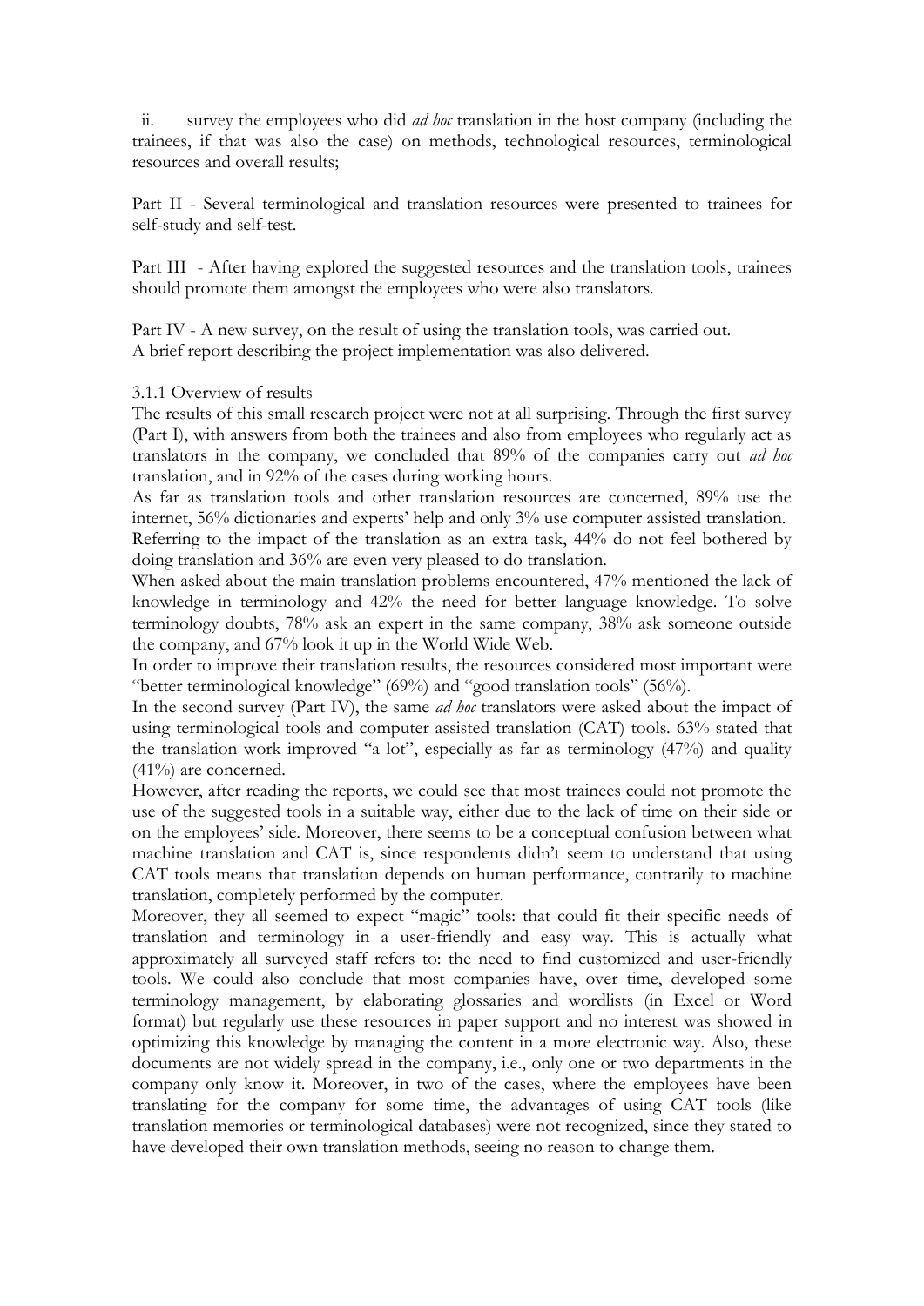ii. survey the employees who did *ad hoc* translation in the host company (including the trainees, if that was also the case) on methods, technological resources, terminological resources and overall results;

Part II - Several terminological and translation resources were presented to trainees for self-study and self-test.

Part III - After having explored the suggested resources and the translation tools, trainees should promote them amongst the employees who were also translators.

Part IV - A new survey, on the result of using the translation tools, was carried out.
A brief report describing the project implementation was also delivered.

3.1.1 Overview of results

The results of this small research project were not at all surprising. Through the first survey (Part I), with answers from both the trainees and also from employees who regularly act as translators in the company, we concluded that 89% of the companies carry out *ad hoc* translation, and in 92% of the cases during working hours.

As far as translation tools and other translation resources are concerned, 89% use the internet, 56% dictionaries and experts' help and only 3% use computer assisted translation.

Referring to the impact of the translation as an extra task, 44% do not feel bothered by doing translation and 36% are even very pleased to do translation.

When asked about the main translation problems encountered, 47% mentioned the lack of knowledge in terminology and 42% the need for better language knowledge. To solve terminology doubts, 78% ask an expert in the same company, 38% ask someone outside the company, and 67% look it up in the World Wide Web.

In order to improve their translation results, the resources considered most important were "better terminological knowledge" (69%) and "good translation tools" (56%).

In the second survey (Part IV), the same *ad hoc* translators were asked about the impact of using terminological tools and computer assisted translation (CAT) tools. 63% stated that the translation work improved "a lot", especially as far as terminology (47%) and quality (41%) are concerned.

However, after reading the reports, we could see that most trainees could not promote the use of the suggested tools in a suitable way, either due to the lack of time on their side or on the employees' side. Moreover, there seems to be a conceptual confusion between what machine translation and CAT is, since respondents didn't seem to understand that using CAT tools means that translation depends on human performance, contrarily to machine translation, completely performed by the computer.

Moreover, they all seemed to expect "magic" tools: that could fit their specific needs of translation and terminology in a user-friendly and easy way. This is actually what approximately all surveyed staff refers to: the need to find customized and user-friendly tools. We could also conclude that most companies have, over time, developed some terminology management, by elaborating glossaries and wordlists (in Excel or Word format) but regularly use these resources in paper support and no interest was showed in optimizing this knowledge by managing the content in a more electronic way. Also, these documents are not widely spread in the company, i.e., only one or two departments in the company only know it. Moreover, in two of the cases, where the employees have been translating for the company for some time, the advantages of using CAT tools (like translation memories or terminological databases) were not recognized, since they stated to have developed their own translation methods, seeing no reason to change them.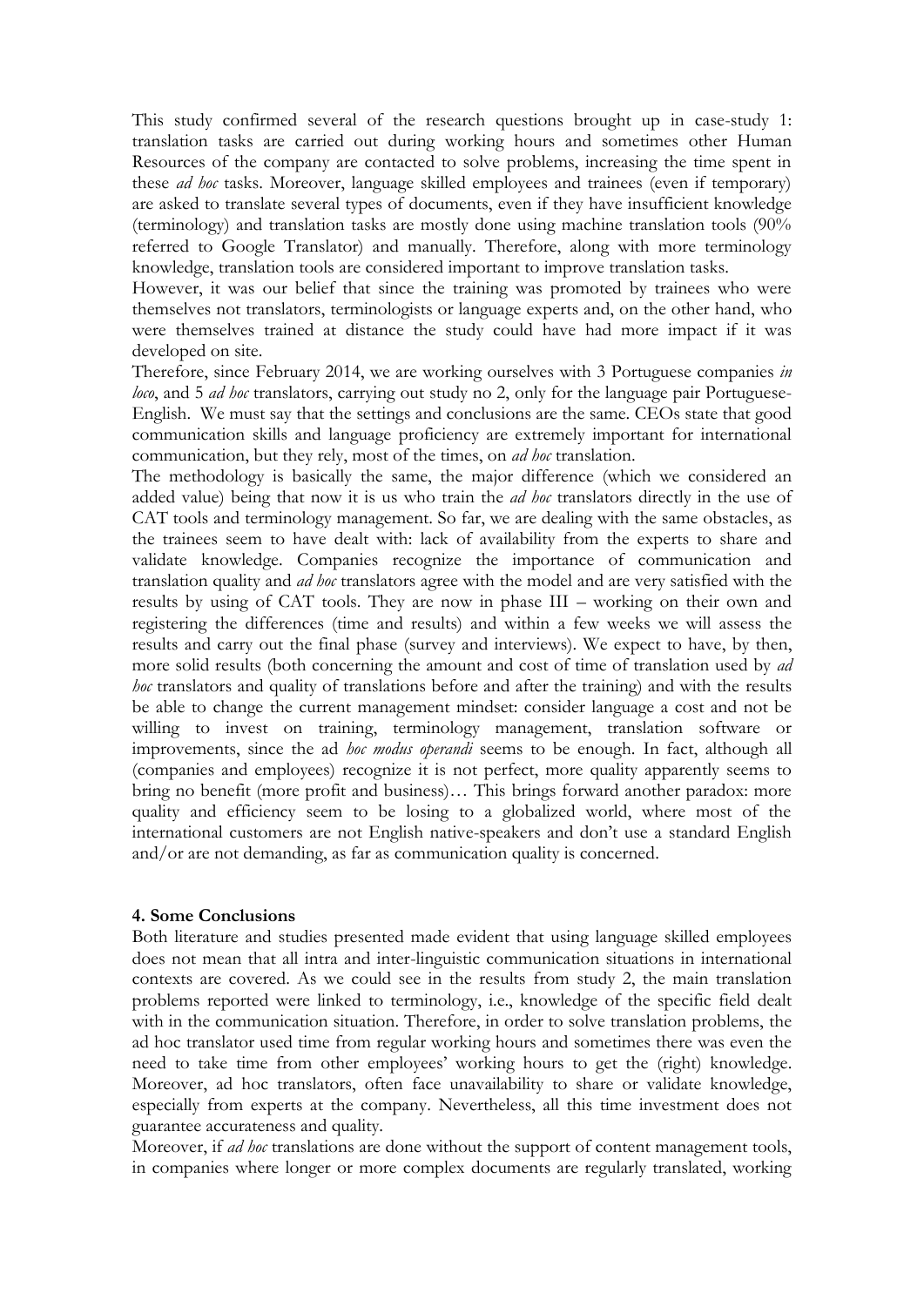This study confirmed several of the research questions brought up in case-study 1: translation tasks are carried out during working hours and sometimes other Human Resources of the company are contacted to solve problems, increasing the time spent in these *ad hoc* tasks. Moreover, language skilled employees and trainees (even if temporary) are asked to translate several types of documents, even if they have insufficient knowledge (terminology) and translation tasks are mostly done using machine translation tools (90% referred to Google Translator) and manually. Therefore, along with more terminology knowledge, translation tools are considered important to improve translation tasks.

However, it was our belief that since the training was promoted by trainees who were themselves not translators, terminologists or language experts and, on the other hand, who were themselves trained at distance the study could have had more impact if it was developed on site.

Therefore, since February 2014, we are working ourselves with 3 Portuguese companies *in loco*, and 5 *ad hoc* translators, carrying out study no 2, only for the language pair Portuguese-English. We must say that the settings and conclusions are the same. CEOs state that good communication skills and language proficiency are extremely important for international communication, but they rely, most of the times, on *ad hoc* translation.

The methodology is basically the same, the major difference (which we considered an added value) being that now it is us who train the *ad hoc* translators directly in the use of CAT tools and terminology management. So far, we are dealing with the same obstacles, as the trainees seem to have dealt with: lack of availability from the experts to share and validate knowledge. Companies recognize the importance of communication and translation quality and *ad hoc* translators agree with the model and are very satisfied with the results by using of CAT tools. They are now in phase III – working on their own and registering the differences (time and results) and within a few weeks we will assess the results and carry out the final phase (survey and interviews). We expect to have, by then, more solid results (both concerning the amount and cost of time of translation used by *ad hoc* translators and quality of translations before and after the training) and with the results be able to change the current management mindset: consider language a cost and not be willing to invest on training, terminology management, translation software or improvements, since the ad *hoc modus operandi* seems to be enough. In fact, although all (companies and employees) recognize it is not perfect, more quality apparently seems to bring no benefit (more profit and business)… This brings forward another paradox: more quality and efficiency seem to be losing to a globalized world, where most of the international customers are not English native-speakers and don't use a standard English and/or are not demanding, as far as communication quality is concerned.

### 4. Some Conclusions

Both literature and studies presented made evident that using language skilled employees does not mean that all intra and inter-linguistic communication situations in international contexts are covered. As we could see in the results from study 2, the main translation problems reported were linked to terminology, i.e., knowledge of the specific field dealt with in the communication situation. Therefore, in order to solve translation problems, the ad hoc translator used time from regular working hours and sometimes there was even the need to take time from other employees' working hours to get the (right) knowledge. Moreover, ad hoc translators, often face unavailability to share or validate knowledge, especially from experts at the company. Nevertheless, all this time investment does not guarantee accurateness and quality.

Moreover, if *ad hoc* translations are done without the support of content management tools, in companies where longer or more complex documents are regularly translated, working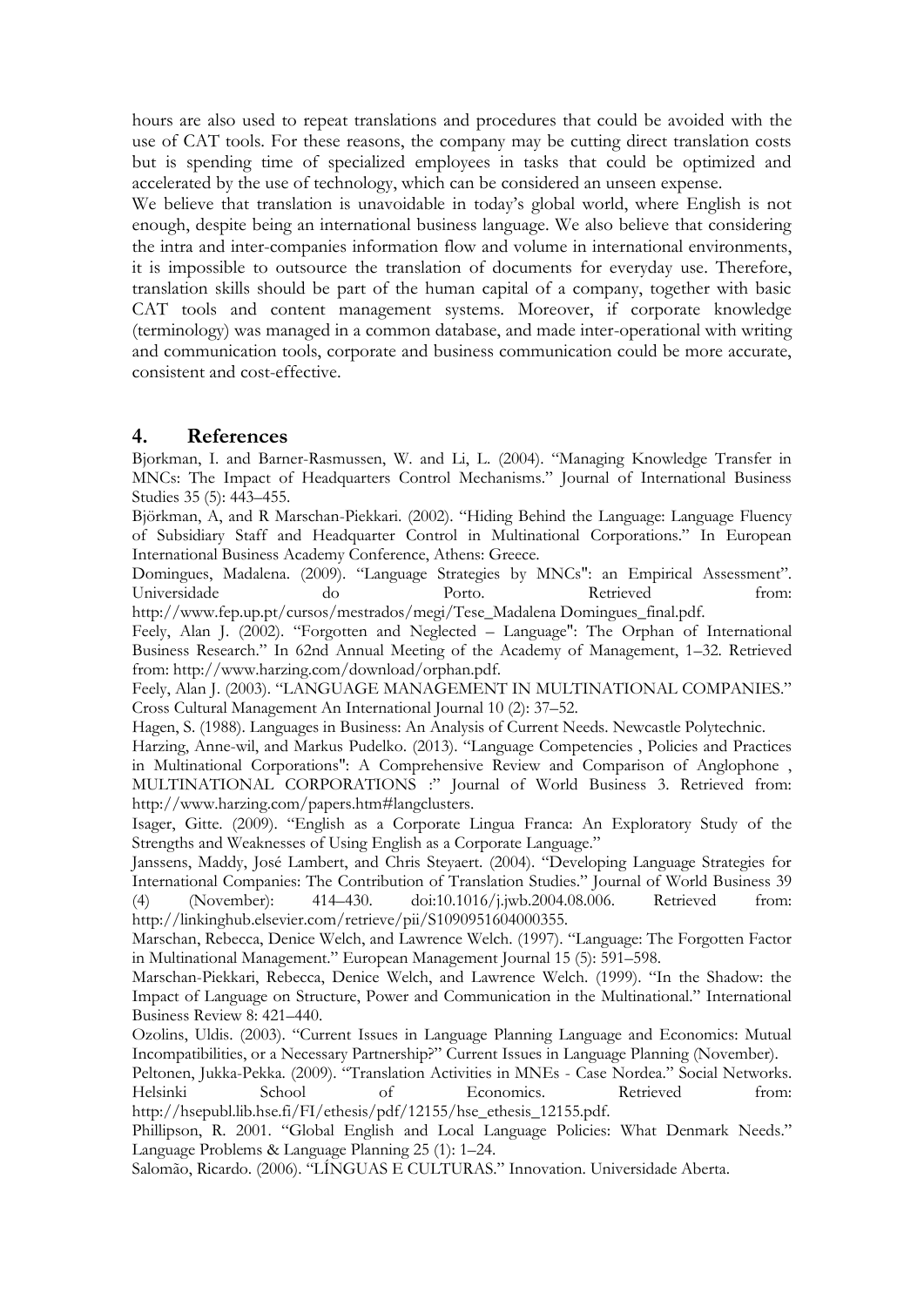hours are also used to repeat translations and procedures that could be avoided with the use of CAT tools. For these reasons, the company may be cutting direct translation costs but is spending time of specialized employees in tasks that could be optimized and accelerated by the use of technology, which can be considered an unseen expense.

We believe that translation is unavoidable in today's global world, where English is not enough, despite being an international business language. We also believe that considering the intra and inter-companies information flow and volume in international environments, it is impossible to outsource the translation of documents for everyday use. Therefore, translation skills should be part of the human capital of a company, together with basic CAT tools and content management systems. Moreover, if corporate knowledge (terminology) was managed in a common database, and made inter-operational with writing and communication tools, corporate and business communication could be more accurate, consistent and cost-effective.

## 4. References

Bjorkman, I. and Barner-Rasmussen, W. and Li, L. (2004). "Managing Knowledge Transfer in MNCs: The Impact of Headquarters Control Mechanisms." Journal of International Business Studies 35 (5): 443–455.

Björkman, A, and R Marschan-Piekkari. (2002). "Hiding Behind the Language: Language Fluency of Subsidiary Staff and Headquarter Control in Multinational Corporations." In European International Business Academy Conference, Athens: Greece.

Domingues, Madalena. (2009). "Language Strategies by MNCs": an Empirical Assessment". Universidade do Porto. Retrieved from: http://www.fep.up.pt/cursos/mestrados/megi/Tese_Madalena Domingues_final.pdf.

Feely, Alan J. (2002). "Forgotten and Neglected – Language": The Orphan of International Business Research." In 62nd Annual Meeting of the Academy of Management, 1–32. Retrieved from: http://www.harzing.com/download/orphan.pdf.

Feely, Alan J. (2003). "LANGUAGE MANAGEMENT IN MULTINATIONAL COMPANIES." Cross Cultural Management An International Journal 10 (2): 37–52.

Hagen, S. (1988). Languages in Business: An Analysis of Current Needs. Newcastle Polytechnic.

Harzing, Anne-wil, and Markus Pudelko. (2013). "Language Competencies , Policies and Practices in Multinational Corporations": A Comprehensive Review and Comparison of Anglophone , MULTINATIONAL CORPORATIONS :" Journal of World Business 3. Retrieved from: http://www.harzing.com/papers.htm#langclusters.

Isager, Gitte. (2009). "English as a Corporate Lingua Franca: An Exploratory Study of the Strengths and Weaknesses of Using English as a Corporate Language."

Janssens, Maddy, José Lambert, and Chris Steyaert. (2004). "Developing Language Strategies for International Companies: The Contribution of Translation Studies." Journal of World Business 39 (4) (November): 414–430. doi:10.1016/j.jwb.2004.08.006. Retrieved from: http://linkinghub.elsevier.com/retrieve/pii/S1090951604000355.

Marschan, Rebecca, Denice Welch, and Lawrence Welch. (1997). "Language: The Forgotten Factor in Multinational Management." European Management Journal 15 (5): 591–598.

Marschan-Piekkari, Rebecca, Denice Welch, and Lawrence Welch. (1999). "In the Shadow: the Impact of Language on Structure, Power and Communication in the Multinational." International Business Review 8: 421–440.

Ozolins, Uldis. (2003). "Current Issues in Language Planning Language and Economics: Mutual Incompatibilities, or a Necessary Partnership?" Current Issues in Language Planning (November).

Peltonen, Jukka-Pekka. (2009). "Translation Activities in MNEs - Case Nordea." Social Networks. Helsinki School of Economics. Retrieved from: http://hsepubl.lib.hse.fi/FI/ethesis/pdf/12155/hse_ethesis_12155.pdf.

Phillipson, R. 2001. "Global English and Local Language Policies: What Denmark Needs." Language Problems & Language Planning 25 (1): 1–24.

Salomão, Ricardo. (2006). "LÍNGUAS E CULTURAS." Innovation. Universidade Aberta.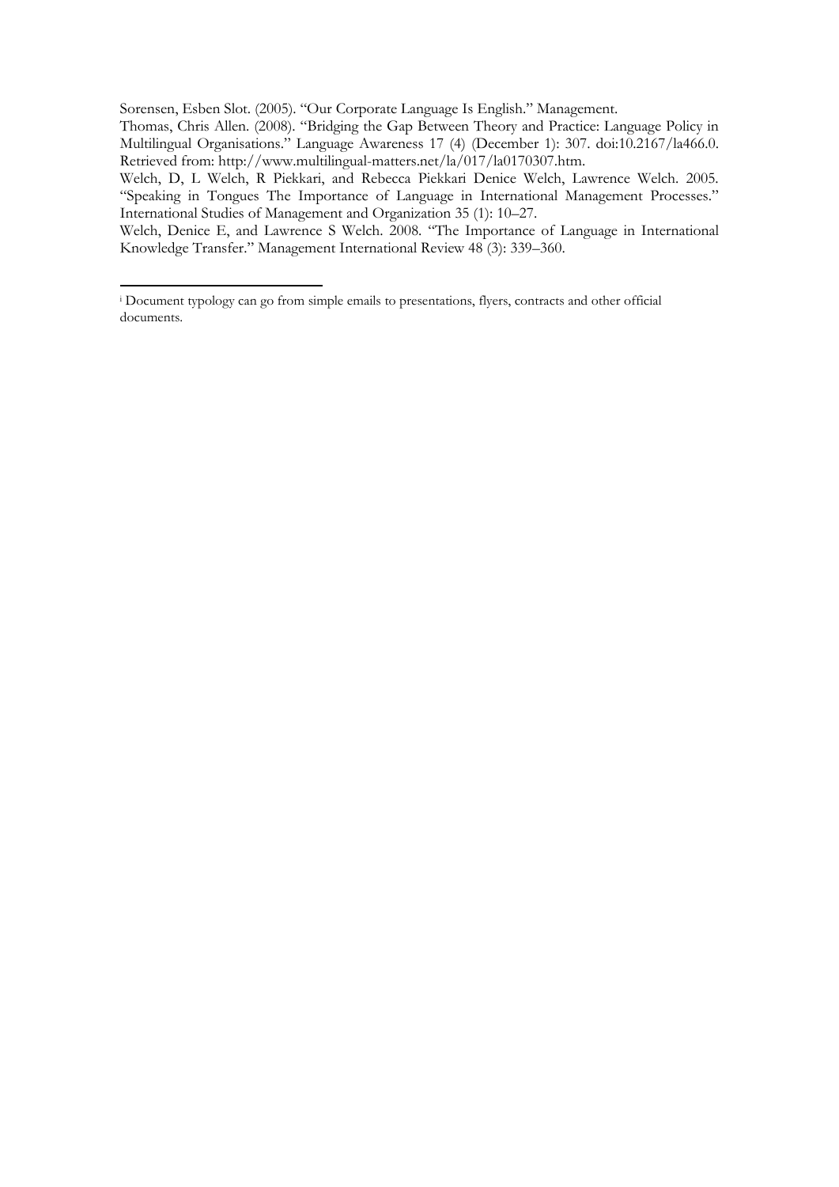Sorensen, Esben Slot. (2005). "Our Corporate Language Is English." Management.

Thomas, Chris Allen. (2008). "Bridging the Gap Between Theory and Practice: Language Policy in Multilingual Organisations." Language Awareness 17 (4) (December 1): 307. doi:10.2167/la466.0. Retrieved from: http://www.multilingual-matters.net/la/017/la0170307.htm.

Welch, D, L Welch, R Piekkari, and Rebecca Piekkari Denice Welch, Lawrence Welch. 2005. "Speaking in Tongues The Importance of Language in International Management Processes." International Studies of Management and Organization 35 (1): 10–27.

Welch, Denice E, and Lawrence S Welch. 2008. "The Importance of Language in International Knowledge Transfer." Management International Review 48 (3): 339–360.

---

[i] Document typology can go from simple emails to presentations, flyers, contracts and other official documents.